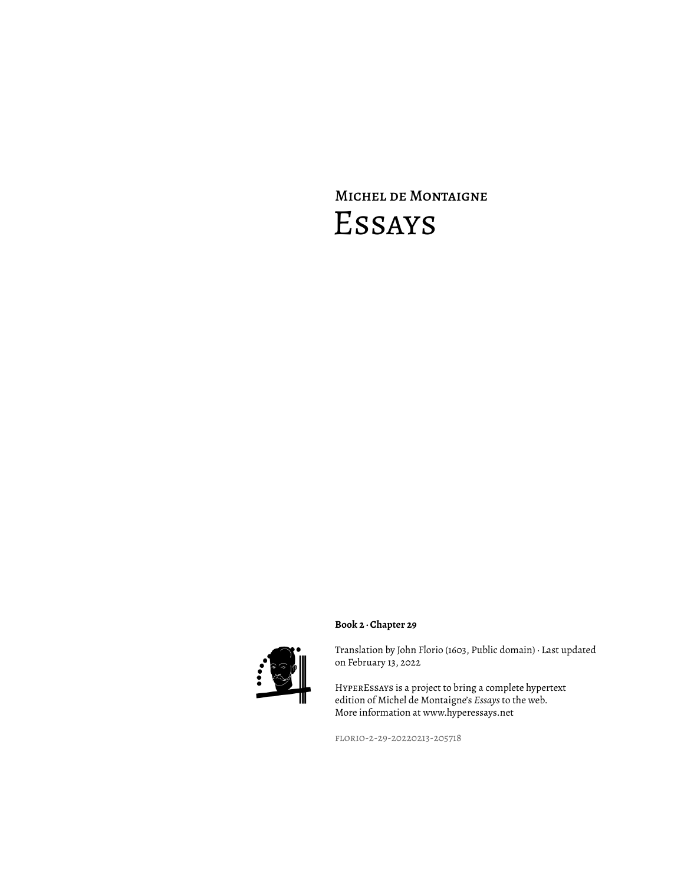Michel de Montaigne

# Essays

**Book 2 · Chapter 29**

Translation by John Florio (1603, Public domain) · Last updated on February 13, 2022

HyperEssays is a project to bring a complete hypertext edition of Michel de Montaigne's *Essays* to the web. More information at www.hyperessays.net

florio-2-29-20220213-205718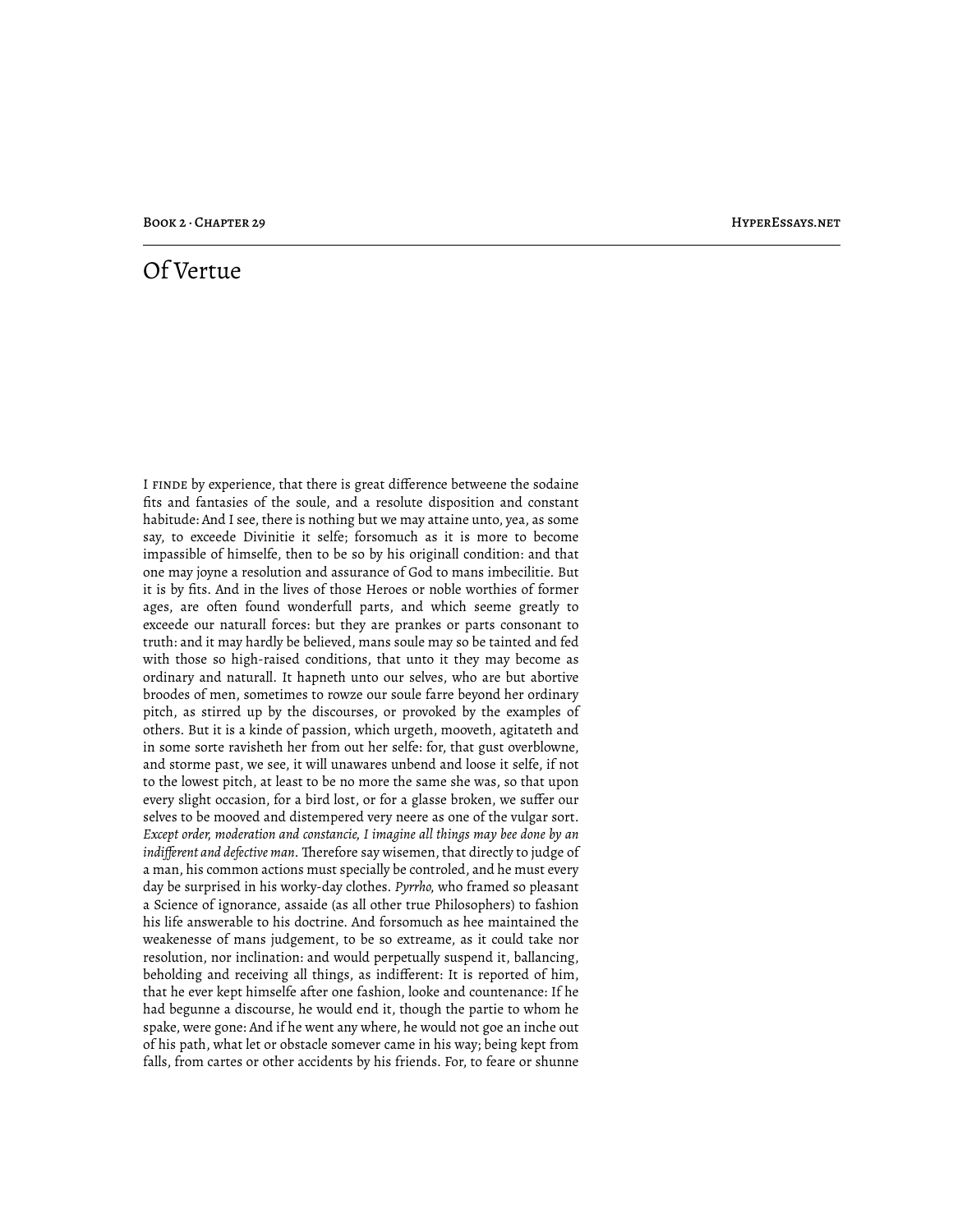# Of Vertue

I finde by experience, that there is great difference betweene the sodaine fits and fantasies of the soule, and a resolute disposition and constant habitude: And I see, there is nothing but we may attaine unto, yea, as some say, to exceede Divinitie it selfe; forsomuch as it is more to become impassible of himselfe, then to be so by his originall condition: and that one may joyne a resolution and assurance of God to mans imbecilitie. But it is by fits. And in the lives of those Heroes or noble worthies of former ages, are often found wonderfull parts, and which seeme greatly to exceede our naturall forces: but they are prankes or parts consonant to truth: and it may hardly be believed, mans soule may so be tainted and fed with those so high-raised conditions, that unto it they may become as ordinary and naturall. It hapneth unto our selves, who are but abortive broodes of men, sometimes to rowze our soule farre beyond her ordinary pitch, as stirred up by the discourses, or provoked by the examples of others. But it is a kinde of passion, which urgeth, mooveth, agitateth and in some sorte ravisheth her from out her selfe: for, that gust overblowne, and storme past, we see, it will unawares unbend and loose it selfe, if not to the lowest pitch, at least to be no more the same she was, so that upon every slight occasion, for a bird lost, or for a glasse broken, we suffer our selves to be mooved and distempered very neere as one of the vulgar sort. *Except order, moderation and constancie, I imagine all things may bee done by an indifferent and defective man*. Therefore say wisemen, that directly to judge of a man, his common actions must specially be controled, and he must every day be surprised in his worky-day clothes. *Pyrrho,* who framed so pleasant a Science of ignorance, assaide (as all other true Philosophers) to fashion his life answerable to his doctrine. And forsomuch as hee maintained the weakenesse of mans judgement, to be so extreame, as it could take nor resolution, nor inclination: and would perpetually suspend it, ballancing, beholding and receiving all things, as indifferent: It is reported of him, that he ever kept himselfe after one fashion, looke and countenance: If he had begunne a discourse, he would end it, though the partie to whom he spake, were gone: And if he went any where, he would not goe an inche out of his path, what let or obstacle somever came in his way; being kept from falls, from cartes or other accidents by his friends. For, to feare or shunne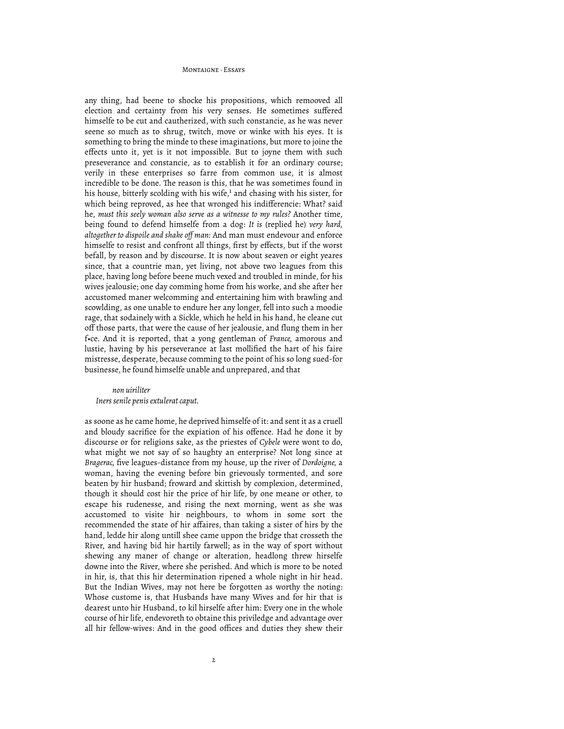any thing, had beene to shocke his propositions, which remooved all election and certainty from his very senses. He sometimes suffered himselfe to be cut and cautherized, with such constancie, as he was never seene so much as to shrug, twitch, move or winke with his eyes. It is something to bring the minde to these imaginations, but more to joine the effects unto it, yet is it not impossible. But to joyne them with such preseverance and constancie, as to establish it for an ordinary course; verily in these enterprises so farre from common use, it is almost incredible to be done. The reason is this, that he was sometimes found in his house, bitterly scolding with his wife,[1] and chasing with his sister, for which being reproved, as hee that wronged his indifferencie: What? said he, *must this seely woman also serve as a witnesse to my rules?* Another time, being found to defend himselfe from a dog: *It is* (replied he) *very hard, altogether to dispoile and shake off man:* And man must endevour and enforce himselfe to resist and confront all things, first by effects, but if the worst befall, by reason and by discourse. It is now about seaven or eight yeares since, that a countrie man, yet living, not above two leagues from this place, having long before beene much vexed and troubled in minde, for his wives jealousie; one day comming home from his worke, and she after her accustomed maner welcomming and entertaining him with brawling and scowlding, as one unable to endure her any longer, fell into such a moodie rage, that sodainely with a Sickle, which he held in his hand, he cleane cut off those parts, that were the cause of her jealousie, and flung them in her f•ce. And it is reported, that a yong gentleman of *France,* amorous and lustie, having by his perseverance at last mollified the hart of his faire mistresse, desperate, because comming to the point of his so long sued-for businesse, he found himselfe unable and unprepared, and that

> *non uiriliter*
> *Iners senile penis extulerat caput.*

as soone as he came home, he deprived himselfe of it: and sent it as a cruell and bloudy sacrifice for the expiation of his offence. Had he done it by discourse or for religions sake, as the priestes of *Cybele* were wont to do, what might we not say of so haughty an enterprise? Not long since at *Bragerac,* five leagues-distance from my house, up the river of *Dordoigne,* a woman, having the evening before bin grievously tormented, and sore beaten by hir husband; froward and skittish by complexion, determined, though it should cost hir the price of hir life, by one meane or other, to escape his rudenesse, and rising the next morning, went as she was accustomed to visite hir neighbours, to whom in some sort the recommended the state of hir affaires, than taking a sister of hirs by the hand, ledde hir along untill shee came uppon the bridge that crosseth the River, and having bid hir hartily farwell; as in the way of sport without shewing any maner of change or alteration, headlong threw hirselfe downe into the River, where she perished. And which is more to be noted in hir, is, that this hir determination ripened a whole night in hir head. But the Indian Wives, may not here be forgotten as worthy the noting: Whose custome is, that Husbands have many Wives and for hir that is dearest unto hir Husband, to kil hirselfe after him: Every one in the whole course of hir life, endevoreth to obtaine this priviledge and advantage over all hir fellow-wives: And in the good offices and duties they shew their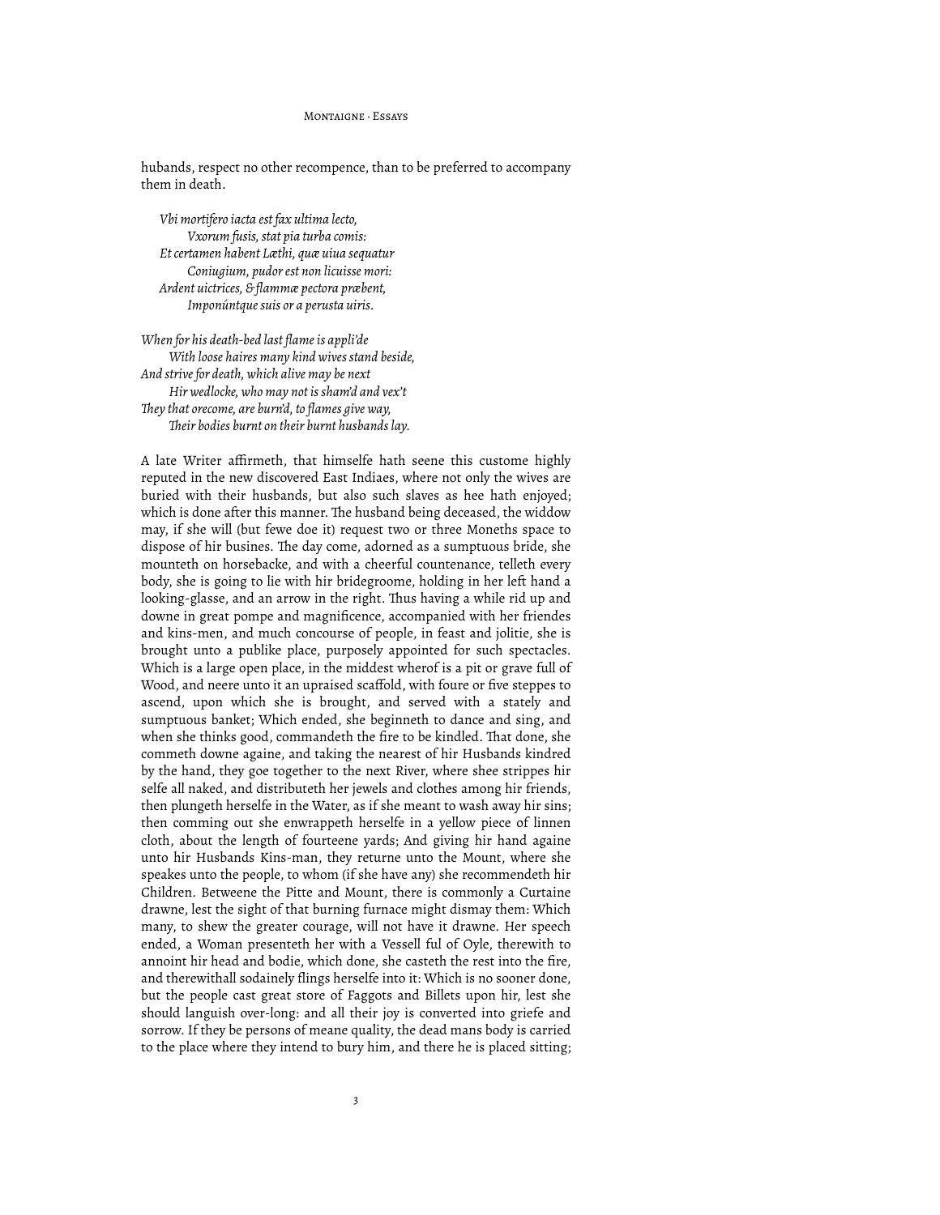hubands, respect no other recompence, than to be preferred to accompany them in death.

> *Vbi mortifero iacta est fax ultima lecto,*
> *Vxorum fusis, stat pia turba comis:*
> *Et certamen habent Læthi, quæ uiua sequatur*
> *Coniugium, pudor est non licuisse mori:*
> *Ardent uictrices, & flammæ pectora præbent,*
> *Imponúntque suis or a perusta uiris.*

*When for his death-bed last flame is appli'de*
*With loose haires many kind wives stand beside,*
*And strive for death, which alive may be next*
*Hir wedlocke, who may not is sham'd and vex't*
*They that orecome, are burn'd, to flames give way,*
*Their bodies burnt on their burnt husbands lay.*

A late Writer affirmeth, that himselfe hath seene this custome highly reputed in the new discovered East Indiaes, where not only the wives are buried with their husbands, but also such slaves as hee hath enjoyed; which is done after this manner. The husband being deceased, the widdow may, if she will (but fewe doe it) request two or three Moneths space to dispose of hir busines. The day come, adorned as a sumptuous bride, she mounteth on horsebacke, and with a cheerful countenance, telleth every body, she is going to lie with hir bridegroome, holding in her left hand a looking-glasse, and an arrow in the right. Thus having a while rid up and downe in great pompe and magnificence, accompanied with her friendes and kins-men, and much concourse of people, in feast and jolitie, she is brought unto a publike place, purposely appointed for such spectacles. Which is a large open place, in the middest wherof is a pit or grave full of Wood, and neere unto it an upraised scaffold, with foure or five steppes to ascend, upon which she is brought, and served with a stately and sumptuous banket; Which ended, she beginneth to dance and sing, and when she thinks good, commandeth the fire to be kindled. That done, she commeth downe againe, and taking the nearest of hir Husbands kindred by the hand, they goe together to the next River, where shee strippes hir selfe all naked, and distributeth her jewels and clothes among hir friends, then plungeth herselfe in the Water, as if she meant to wash away hir sins; then comming out she enwrappeth herselfe in a yellow piece of linnen cloth, about the length of fourteene yards; And giving hir hand againe unto hir Husbands Kins-man, they returne unto the Mount, where she speakes unto the people, to whom (if she have any) she recommendeth hir Children. Betweene the Pitte and Mount, there is commonly a Curtaine drawne, lest the sight of that burning furnace might dismay them: Which many, to shew the greater courage, will not have it drawne. Her speech ended, a Woman presenteth her with a Vessell ful of Oyle, therewith to annoint hir head and bodie, which done, she casteth the rest into the fire, and therewithall sodainely flings herselfe into it: Which is no sooner done, but the people cast great store of Faggots and Billets upon hir, lest she should languish over-long: and all their joy is converted into griefe and sorrow. If they be persons of meane quality, the dead mans body is carried to the place where they intend to bury him, and there he is placed sitting;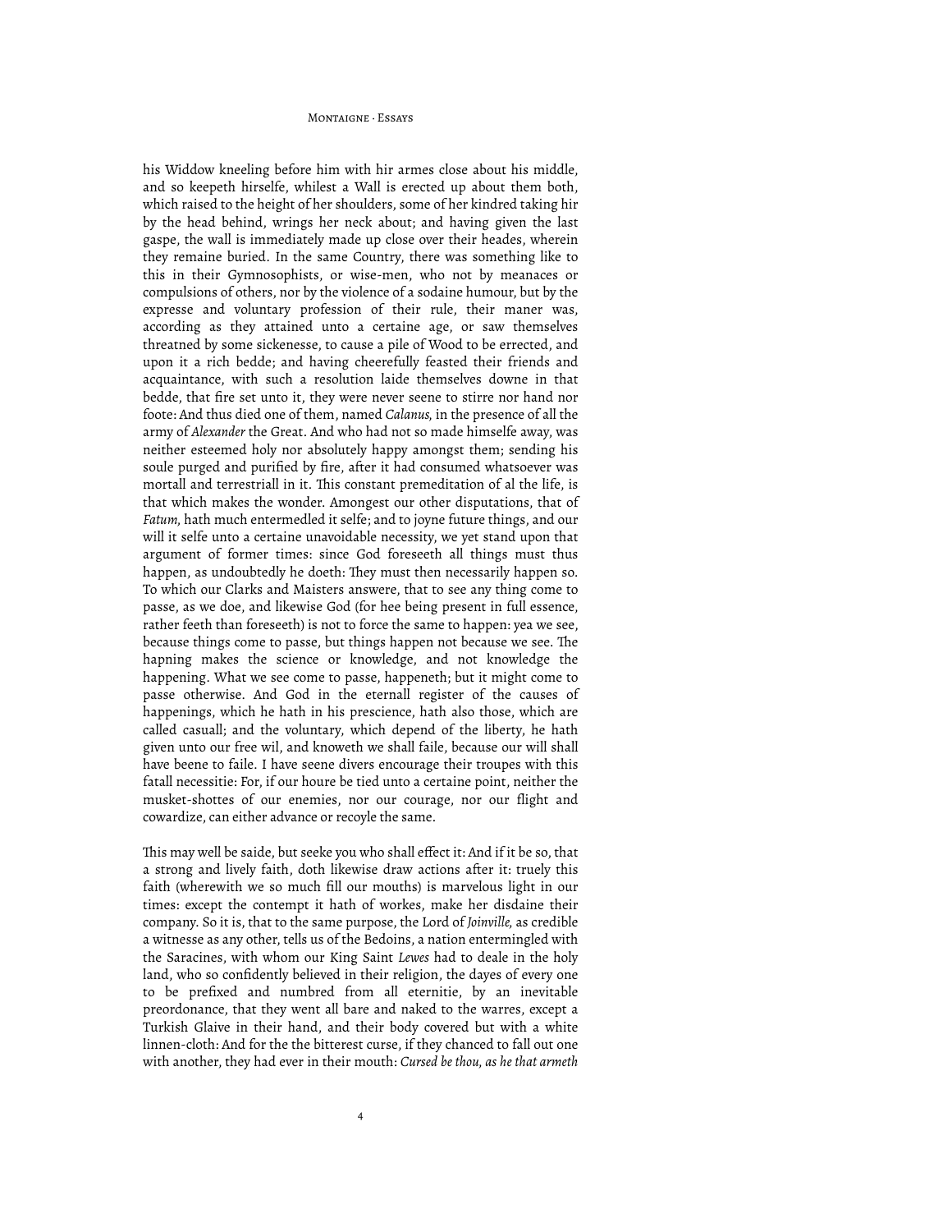his Widdow kneeling before him with hir armes close about his middle, and so keepeth hirselfe, whilest a Wall is erected up about them both, which raised to the height of her shoulders, some of her kindred taking hir by the head behind, wrings her neck about; and having given the last gaspe, the wall is immediately made up close over their heades, wherein they remaine buried. In the same Country, there was something like to this in their Gymnosophists, or wise-men, who not by meanaces or compulsions of others, nor by the violence of a sodaine humour, but by the expresse and voluntary profession of their rule, their maner was, according as they attained unto a certaine age, or saw themselves threatned by some sickenesse, to cause a pile of Wood to be errected, and upon it a rich bedde; and having cheerefully feasted their friends and acquaintance, with such a resolution laide themselves downe in that bedde, that fire set unto it, they were never seene to stirre nor hand nor foote: And thus died one of them, named *Calanus,* in the presence of all the army of *Alexander* the Great. And who had not so made himselfe away, was neither esteemed holy nor absolutely happy amongst them; sending his soule purged and purified by fire, after it had consumed whatsoever was mortall and terrestriall in it. This constant premeditation of al the life, is that which makes the wonder. Amongest our other disputations, that of *Fatum,* hath much entermedled it selfe; and to joyne future things, and our will it selfe unto a certaine unavoidable necessity, we yet stand upon that argument of former times: since God foreseeth all things must thus happen, as undoubtedly he doeth: They must then necessarily happen so. To which our Clarks and Maisters answere, that to see any thing come to passe, as we doe, and likewise God (for hee being present in full essence, rather feeth than foreseeth) is not to force the same to happen: yea we see, because things come to passe, but things happen not because we see. The hapning makes the science or knowledge, and not knowledge the happening. What we see come to passe, happeneth; but it might come to passe otherwise. And God in the eternall register of the causes of happenings, which he hath in his prescience, hath also those, which are called casuall; and the voluntary, which depend of the liberty, he hath given unto our free wil, and knoweth we shall faile, because our will shall have beene to faile. I have seene divers encourage their troupes with this fatall necessitie: For, if our houre be tied unto a certaine point, neither the musket-shottes of our enemies, nor our courage, nor our flight and cowardize, can either advance or recoyle the same.

This may well be saide, but seeke you who shall effect it: And if it be so, that a strong and lively faith, doth likewise draw actions after it: truely this faith (wherewith we so much fill our mouths) is marvelous light in our times: except the contempt it hath of workes, make her disdaine their company. So it is, that to the same purpose, the Lord of *Joinville,* as credible a witnesse as any other, tells us of the Bedoins, a nation entermingled with the Saracines, with whom our King Saint *Lewes* had to deale in the holy land, who so confidently believed in their religion, the dayes of every one to be prefixed and numbred from all eternitie, by an inevitable preordonance, that they went all bare and naked to the warres, except a Turkish Glaive in their hand, and their body covered but with a white linnen-cloth: And for the the bitterest curse, if they chanced to fall out one with another, they had ever in their mouth: *Cursed be thou, as he that armeth*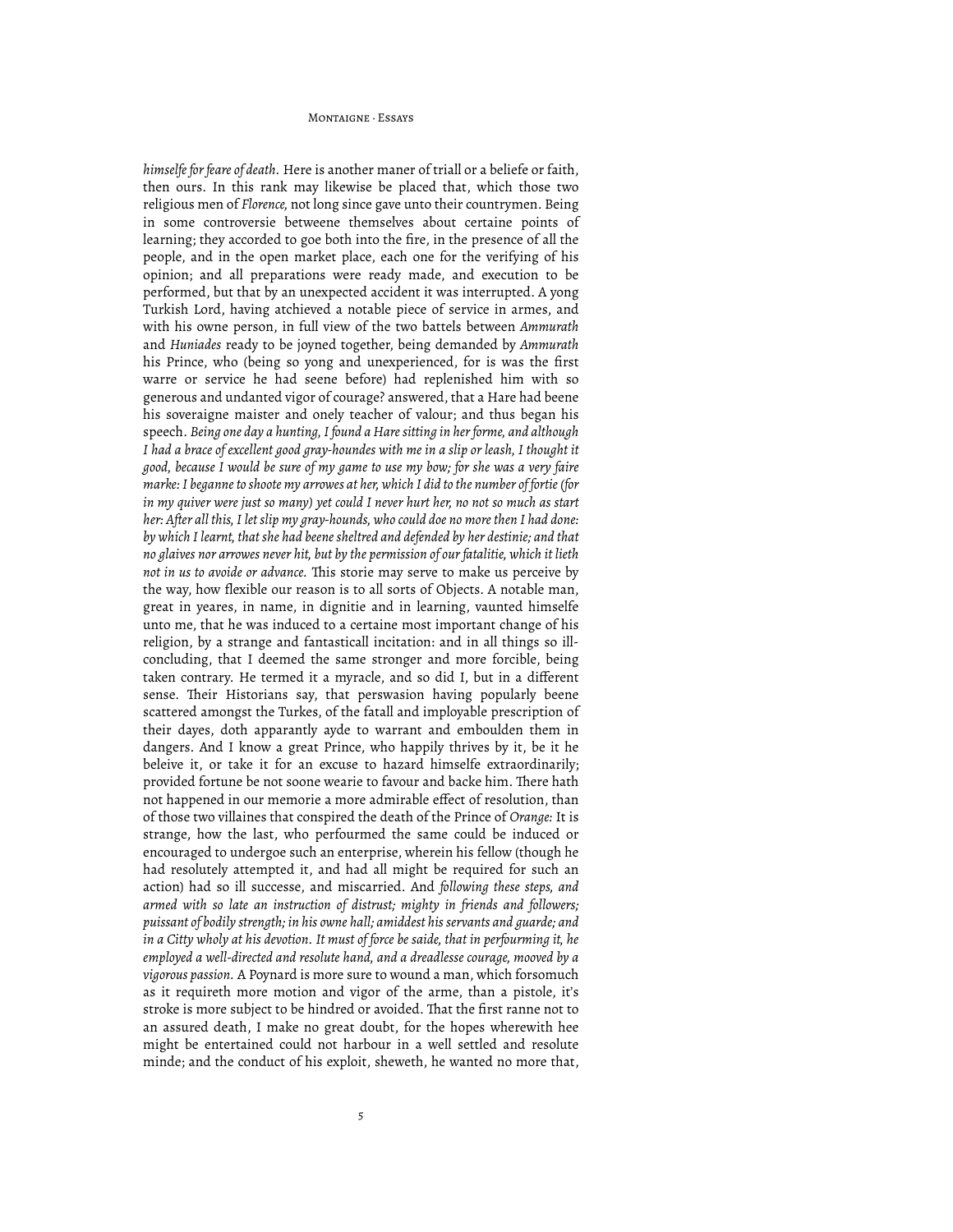*himselfe for feare of death.* Here is another maner of triall or a beliefe or faith, then ours. In this rank may likewise be placed that, which those two religious men of *Florence,* not long since gave unto their countrymen. Being in some controversie betweene themselves about certaine points of learning; they accorded to goe both into the fire, in the presence of all the people, and in the open market place, each one for the verifying of his opinion; and all preparations were ready made, and execution to be performed, but that by an unexpected accident it was interrupted. A yong Turkish Lord, having atchieved a notable piece of service in armes, and with his owne person, in full view of the two battels between *Ammurath* and *Huniades* ready to be joyned together, being demanded by *Ammurath* his Prince, who (being so yong and unexperienced, for is was the first warre or service he had seene before) had replenished him with so generous and undanted vigor of courage? answered, that a Hare had beene his soveraigne maister and onely teacher of valour; and thus began his speech. *Being one day a hunting, I found a Hare sitting in her forme, and although I had a brace of excellent good gray-houndes with me in a slip or leash, I thought it good, because I would be sure of my game to use my bow; for she was a very faire marke: I beganne to shoote my arrowes at her, which I did to the number of fortie (for in my quiver were just so many) yet could I never hurt her, no not so much as start her: After all this, I let slip my gray-hounds, who could doe no more then I had done: by which I learnt, that she had beene sheltred and defended by her destinie; and that no glaives nor arrowes never hit, but by the permission of our fatalitie, which it lieth not in us to avoide or advance.* This storie may serve to make us perceive by the way, how flexible our reason is to all sorts of Objects. A notable man, great in yeares, in name, in dignitie and in learning, vaunted himselfe unto me, that he was induced to a certaine most important change of his religion, by a strange and fantasticall incitation: and in all things so ill-concluding, that I deemed the same stronger and more forcible, being taken contrary. He termed it a myracle, and so did I, but in a different sense. Their Historians say, that perswasion having popularly beene scattered amongst the Turkes, of the fatall and imployable prescription of their dayes, doth apparantly ayde to warrant and emboulden them in dangers. And I know a great Prince, who happily thrives by it, be it he beleive it, or take it for an excuse to hazard himselfe extraordinarily; provided fortune be not soone wearie to favour and backe him. There hath not happened in our memorie a more admirable effect of resolution, than of those two villaines that conspired the death of the Prince of *Orange:* It is strange, how the last, who perfourmed the same could be induced or encouraged to undergoe such an enterprise, wherein his fellow (though he had resolutely attempted it, and had all might be required for such an action) had so ill successe, and miscarried. And *following these steps, and armed with so late an instruction of distrust; mighty in friends and followers; puissant of bodily strength; in his owne hall; amiddest his servants and guarde; and in a Citty wholy at his devotion. It must of force be saide, that in perfourming it, he employed a well-directed and resolute hand, and a dreadlesse courage, mooved by a vigorous passion.* A Poynard is more sure to wound a man, which forsomuch as it requireth more motion and vigor of the arme, than a pistole, it's stroke is more subject to be hindred or avoided. That the first ranne not to an assured death, I make no great doubt, for the hopes wherewith hee might be entertained could not harbour in a well settled and resolute minde; and the conduct of his exploit, sheweth, he wanted no more that,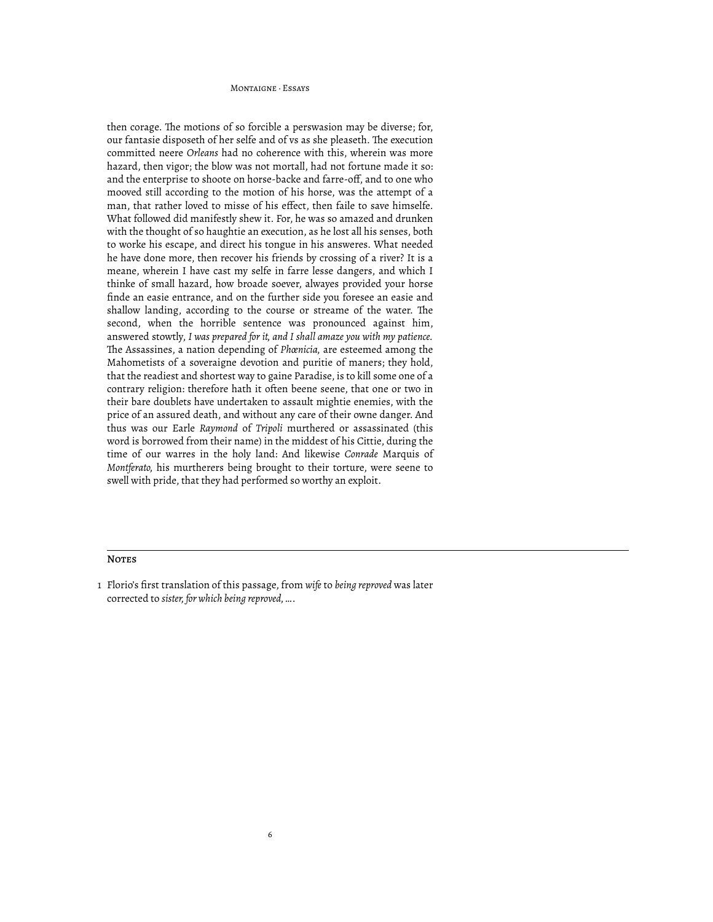then corage. The motions of so forcible a perswasion may be diverse; for, our fantasie disposeth of her selfe and of vs as she pleaseth. The execution committed neere *Orleans* had no coherence with this, wherein was more hazard, then vigor; the blow was not mortall, had not fortune made it so: and the enterprise to shoote on horse-backe and farre-off, and to one who mooved still according to the motion of his horse, was the attempt of a man, that rather loved to misse of his effect, then faile to save himselfe. What followed did manifestly shew it. For, he was so amazed and drunken with the thought of so haughtie an execution, as he lost all his senses, both to worke his escape, and direct his tongue in his answeres. What needed he have done more, then recover his friends by crossing of a river? It is a meane, wherein I have cast my selfe in farre lesse dangers, and which I thinke of small hazard, how broade soever, alwayes provided your horse finde an easie entrance, and on the further side you foresee an easie and shallow landing, according to the course or streame of the water. The second, when the horrible sentence was pronounced against him, answered stowtly, *I was prepared for it, and I shall amaze you with my patience.* The Assassines, a nation depending of *Phœnicia,* are esteemed among the Mahometists of a soveraigne devotion and puritie of maners; they hold, that the readiest and shortest way to gaine Paradise, is to kill some one of a contrary religion: therefore hath it often beene seene, that one or two in their bare doublets have undertaken to assault mightie enemies, with the price of an assured death, and without any care of their owne danger. And thus was our Earle *Raymond* of *Tripoli* murthered or assassinated (this word is borrowed from their name) in the middest of his Cittie, during the time of our warres in the holy land: And likewise *Conrade* Marquis of *Montferato,* his murtherers being brought to their torture, were seene to swell with pride, that they had performed so worthy an exploit.

## Notes

1. Florio's first translation of this passage, from *wife* to *being reproved* was later corrected to *sister, for which being reproved, ….*